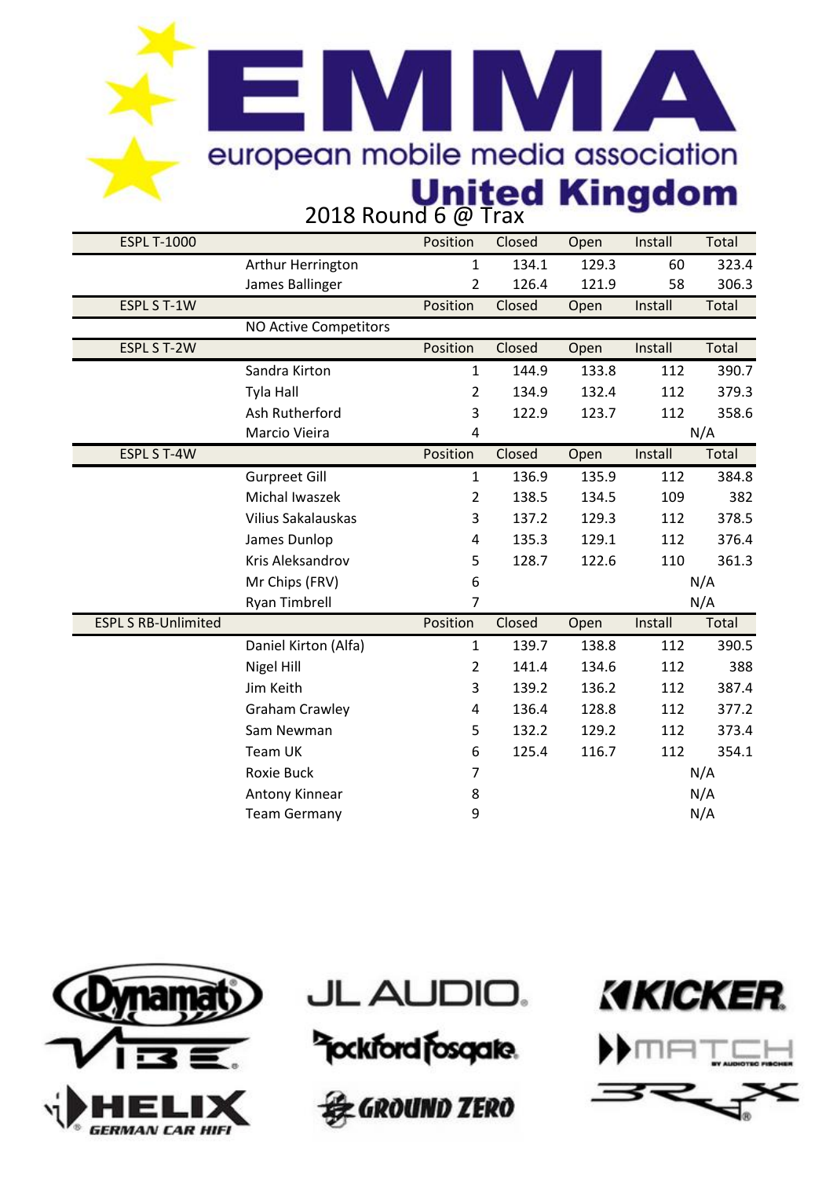# EMMA

european mobile media association

United Kingdom

2018 Round 6 @ Trax

| ESPL T-1000 | | Position | Closed | Open | Install | Total |
|---|---|---|---|---|---|---|
| | Arthur Herrington | 1 | 134.1 | 129.3 | 60 | 323.4 |
| | James Ballinger | 2 | 126.4 | 121.9 | 58 | 306.3 |
| **ESPL S T-1W** | | **Position** | **Closed** | **Open** | **Install** | **Total** |
| | NO Active Competitors | | | | | |
| **ESPL S T-2W** | | **Position** | **Closed** | **Open** | **Install** | **Total** |
| | Sandra Kirton | 1 | 144.9 | 133.8 | 112 | 390.7 |
| | Tyla Hall | 2 | 134.9 | 132.4 | 112 | 379.3 |
| | Ash Rutherford | 3 | 122.9 | 123.7 | 112 | 358.6 |
| | Marcio Vieira | 4 | | | | N/A |
| **ESPL S T-4W** | | **Position** | **Closed** | **Open** | **Install** | **Total** |
| | Gurpreet Gill | 1 | 136.9 | 135.9 | 112 | 384.8 |
| | Michal Iwaszek | 2 | 138.5 | 134.5 | 109 | 382 |
| | Vilius Sakalauskas | 3 | 137.2 | 129.3 | 112 | 378.5 |
| | James Dunlop | 4 | 135.3 | 129.1 | 112 | 376.4 |
| | Kris Aleksandrov | 5 | 128.7 | 122.6 | 110 | 361.3 |
| | Mr Chips (FRV) | 6 | | | | N/A |
| | Ryan Timbrell | 7 | | | | N/A |
| **ESPL S RB-Unlimited** | | **Position** | **Closed** | **Open** | **Install** | **Total** |
| | Daniel Kirton (Alfa) | 1 | 139.7 | 138.8 | 112 | 390.5 |
| | Nigel Hill | 2 | 141.4 | 134.6 | 112 | 388 |
| | Jim Keith | 3 | 139.2 | 136.2 | 112 | 387.4 |
| | Graham Crawley | 4 | 136.4 | 128.8 | 112 | 377.2 |
| | Sam Newman | 5 | 132.2 | 129.2 | 112 | 373.4 |
| | Team UK | 6 | 125.4 | 116.7 | 112 | 354.1 |
| | Roxie Buck | 7 | | | | N/A |
| | Antony Kinnear | 8 | | | | N/A |
| | Team Germany | 9 | | | | N/A |

Dynamat · JL AUDIO · KICKER · VIBE · Rockford Fosgate · MATCH BY AUDIOTEC FISCHER · HELIX GERMAN CAR HIFI · GROUND ZERO · BRAX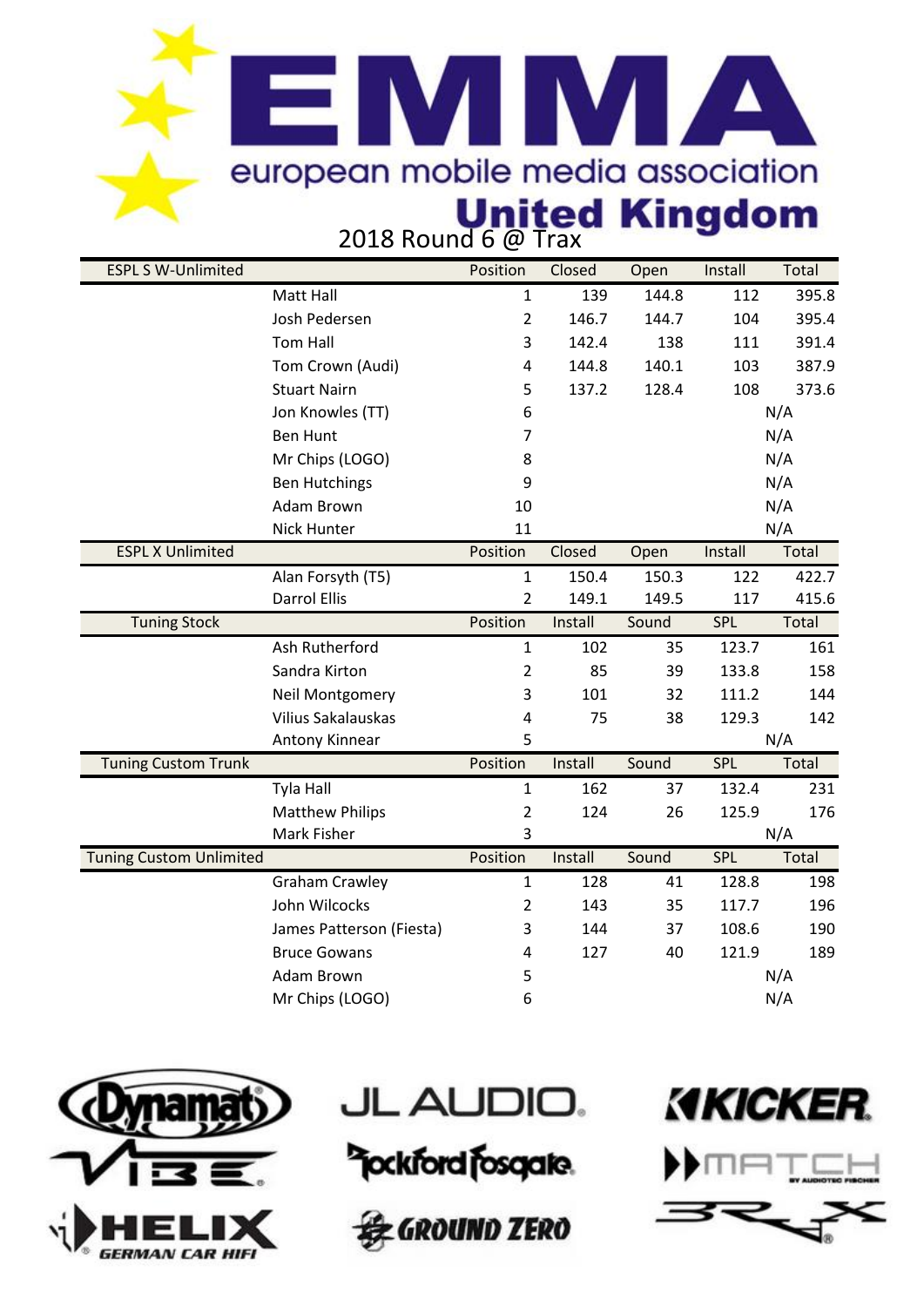# EMMA

european mobile media association

United Kingdom

## 2018 Round 6 @ Trax

| ESPL S W-Unlimited | | Position | Closed | Open | Install | Total |
|---|---|---|---|---|---|---|
| | Matt Hall | 1 | 139 | 144.8 | 112 | 395.8 |
| | Josh Pedersen | 2 | 146.7 | 144.7 | 104 | 395.4 |
| | Tom Hall | 3 | 142.4 | 138 | 111 | 391.4 |
| | Tom Crown (Audi) | 4 | 144.8 | 140.1 | 103 | 387.9 |
| | Stuart Nairn | 5 | 137.2 | 128.4 | 108 | 373.6 |
| | Jon Knowles (TT) | 6 | | | N/A | |
| | Ben Hunt | 7 | | | N/A | |
| | Mr Chips (LOGO) | 8 | | | N/A | |
| | Ben Hutchings | 9 | | | N/A | |
| | Adam Brown | 10 | | | N/A | |
| | Nick Hunter | 11 | | | N/A | |
| **ESPL X Unlimited** | | **Position** | **Closed** | **Open** | **Install** | **Total** |
| | Alan Forsyth (T5) | 1 | 150.4 | 150.3 | 122 | 422.7 |
| | Darrol Ellis | 2 | 149.1 | 149.5 | 117 | 415.6 |
| **Tuning Stock** | | **Position** | **Install** | **Sound** | **SPL** | **Total** |
| | Ash Rutherford | 1 | 102 | 35 | 123.7 | 161 |
| | Sandra Kirton | 2 | 85 | 39 | 133.8 | 158 |
| | Neil Montgomery | 3 | 101 | 32 | 111.2 | 144 |
| | Vilius Sakalauskas | 4 | 75 | 38 | 129.3 | 142 |
| | Antony Kinnear | 5 | | | N/A | |
| **Tuning Custom Trunk** | | **Position** | **Install** | **Sound** | **SPL** | **Total** |
| | Tyla Hall | 1 | 162 | 37 | 132.4 | 231 |
| | Matthew Philips | 2 | 124 | 26 | 125.9 | 176 |
| | Mark Fisher | 3 | | | N/A | |
| **Tuning Custom Unlimited** | | **Position** | **Install** | **Sound** | **SPL** | **Total** |
| | Graham Crawley | 1 | 128 | 41 | 128.8 | 198 |
| | John Wilcocks | 2 | 143 | 35 | 117.7 | 196 |
| | James Patterson (Fiesta) | 3 | 144 | 37 | 108.6 | 190 |
| | Bruce Gowans | 4 | 127 | 40 | 121.9 | 189 |
| | Adam Brown | 5 | | | N/A | |
| | Mr Chips (LOGO) | 6 | | | N/A | |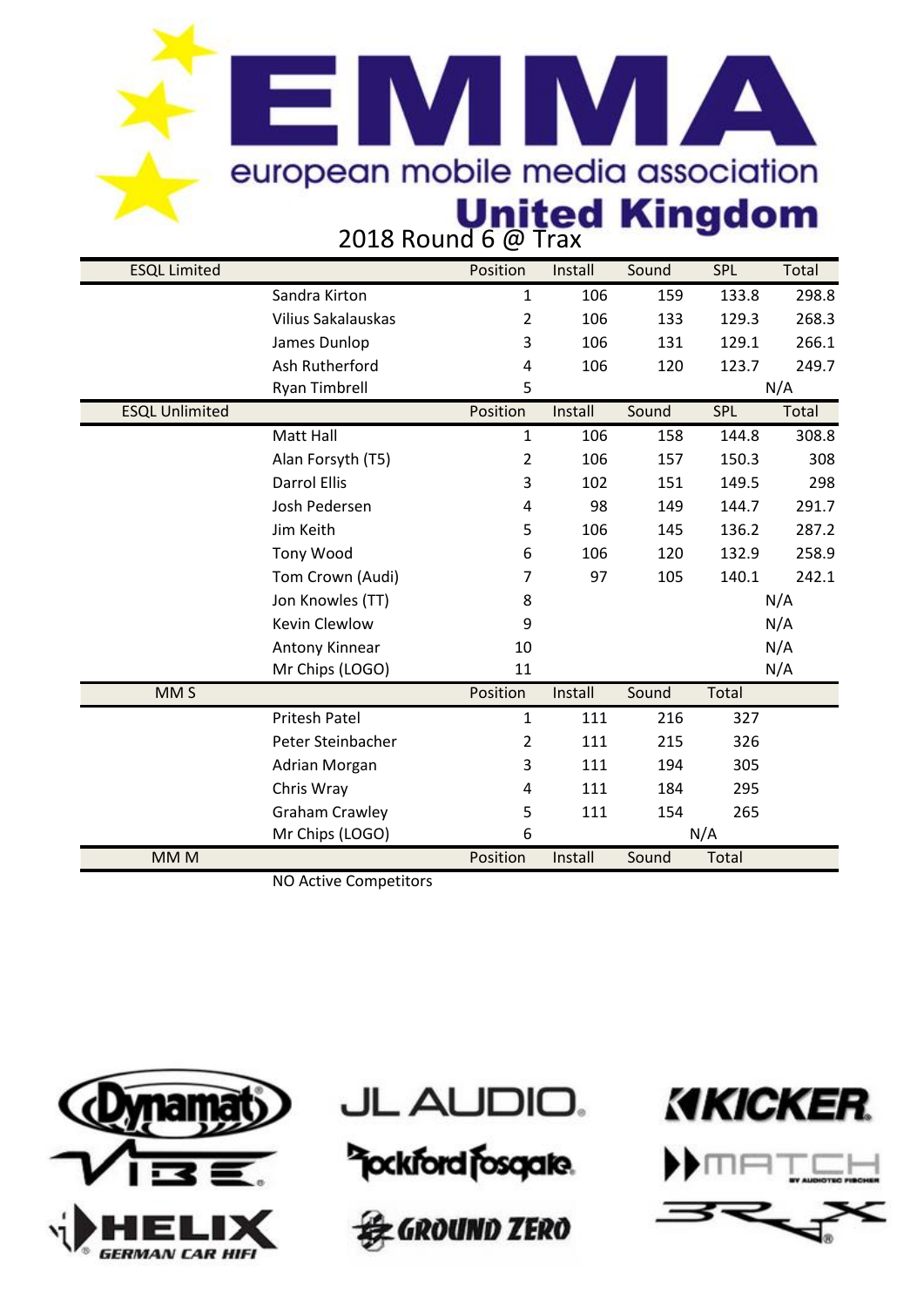# EMMA

european mobile media association

**United Kingdom**

2018 Round 6 @ Trax

| ESQL Limited | | Position | Install | Sound | SPL | Total |
|---|---|---|---|---|---|---|
| | Sandra Kirton | 1 | 106 | 159 | 133.8 | 298.8 |
| | Vilius Sakalauskas | 2 | 106 | 133 | 129.3 | 268.3 |
| | James Dunlop | 3 | 106 | 131 | 129.1 | 266.1 |
| | Ash Rutherford | 4 | 106 | 120 | 123.7 | 249.7 |
| | Ryan Timbrell | 5 | | | | N/A |

| ESQL Unlimited | | Position | Install | Sound | SPL | Total |
|---|---|---|---|---|---|---|
| | Matt Hall | 1 | 106 | 158 | 144.8 | 308.8 |
| | Alan Forsyth (T5) | 2 | 106 | 157 | 150.3 | 308 |
| | Darrol Ellis | 3 | 102 | 151 | 149.5 | 298 |
| | Josh Pedersen | 4 | 98 | 149 | 144.7 | 291.7 |
| | Jim Keith | 5 | 106 | 145 | 136.2 | 287.2 |
| | Tony Wood | 6 | 106 | 120 | 132.9 | 258.9 |
| | Tom Crown (Audi) | 7 | 97 | 105 | 140.1 | 242.1 |
| | Jon Knowles (TT) | 8 | | | | N/A |
| | Kevin Clewlow | 9 | | | | N/A |
| | Antony Kinnear | 10 | | | | N/A |
| | Mr Chips (LOGO) | 11 | | | | N/A |

| MM S | | Position | Install | Sound | Total |
|---|---|---|---|---|---|
| | Pritesh Patel | 1 | 111 | 216 | 327 |
| | Peter Steinbacher | 2 | 111 | 215 | 326 |
| | Adrian Morgan | 3 | 111 | 194 | 305 |
| | Chris Wray | 4 | 111 | 184 | 295 |
| | Graham Crawley | 5 | 111 | 154 | 265 |
| | Mr Chips (LOGO) | 6 | | | N/A |

| MM M | | Position | Install | Sound | Total |
|---|---|---|---|---|---|
| | NO Active Competitors | | | | |

Dynamat · Vibe · Helix German Car Hifi · JL Audio · Rockford Fosgate · Ground Zero · Kicker · Match by Audiotec Fischer · Brax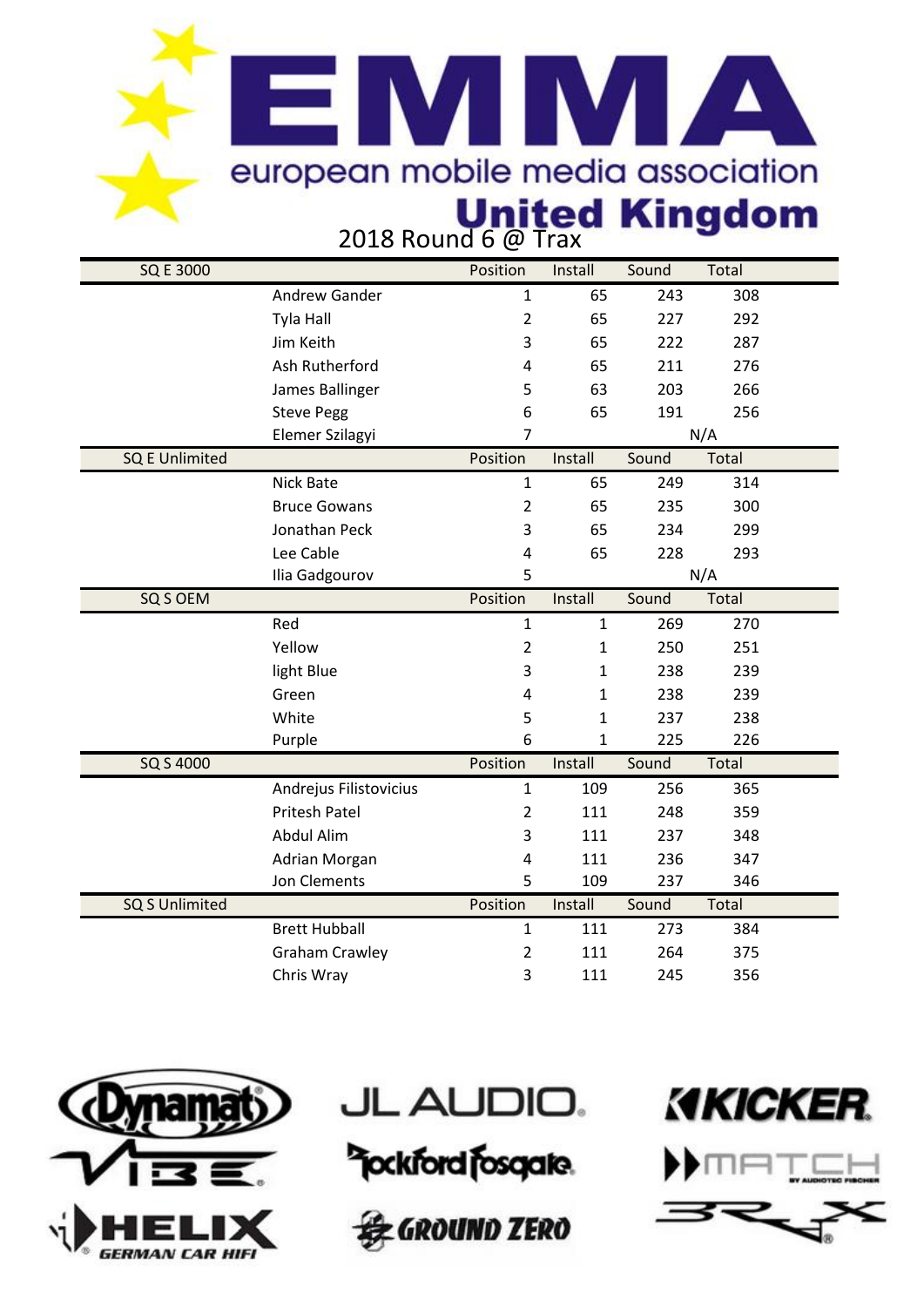# EMMA

european mobile media association

United Kingdom

## 2018 Round 6 @ Trax

| SQ E 3000 | | Position | Install | Sound | Total |
|---|---|---|---|---|---|
| | Andrew Gander | 1 | 65 | 243 | 308 |
| | Tyla Hall | 2 | 65 | 227 | 292 |
| | Jim Keith | 3 | 65 | 222 | 287 |
| | Ash Rutherford | 4 | 65 | 211 | 276 |
| | James Ballinger | 5 | 63 | 203 | 266 |
| | Steve Pegg | 6 | 65 | 191 | 256 |
| | Elemer Szilagyi | 7 | | N/A | |
| **SQ E Unlimited** | | **Position** | **Install** | **Sound** | **Total** |
| | Nick Bate | 1 | 65 | 249 | 314 |
| | Bruce Gowans | 2 | 65 | 235 | 300 |
| | Jonathan Peck | 3 | 65 | 234 | 299 |
| | Lee Cable | 4 | 65 | 228 | 293 |
| | Ilia Gadgourov | 5 | | N/A | |
| **SQ S OEM** | | **Position** | **Install** | **Sound** | **Total** |
| | Red | 1 | 1 | 269 | 270 |
| | Yellow | 2 | 1 | 250 | 251 |
| | light Blue | 3 | 1 | 238 | 239 |
| | Green | 4 | 1 | 238 | 239 |
| | White | 5 | 1 | 237 | 238 |
| | Purple | 6 | 1 | 225 | 226 |
| **SQ S 4000** | | **Position** | **Install** | **Sound** | **Total** |
| | Andrejus Filistovicius | 1 | 109 | 256 | 365 |
| | Pritesh Patel | 2 | 111 | 248 | 359 |
| | Abdul Alim | 3 | 111 | 237 | 348 |
| | Adrian Morgan | 4 | 111 | 236 | 347 |
| | Jon Clements | 5 | 109 | 237 | 346 |
| **SQ S Unlimited** | | **Position** | **Install** | **Sound** | **Total** |
| | Brett Hubball | 1 | 111 | 273 | 384 |
| | Graham Crawley | 2 | 111 | 264 | 375 |
| | Chris Wray | 3 | 111 | 245 | 356 |

Dynamat · Vibe · Helix German Car HiFi · JL Audio · Rockford Fosgate · Ground Zero · Kicker · Match by Audiotec Fischer · Brax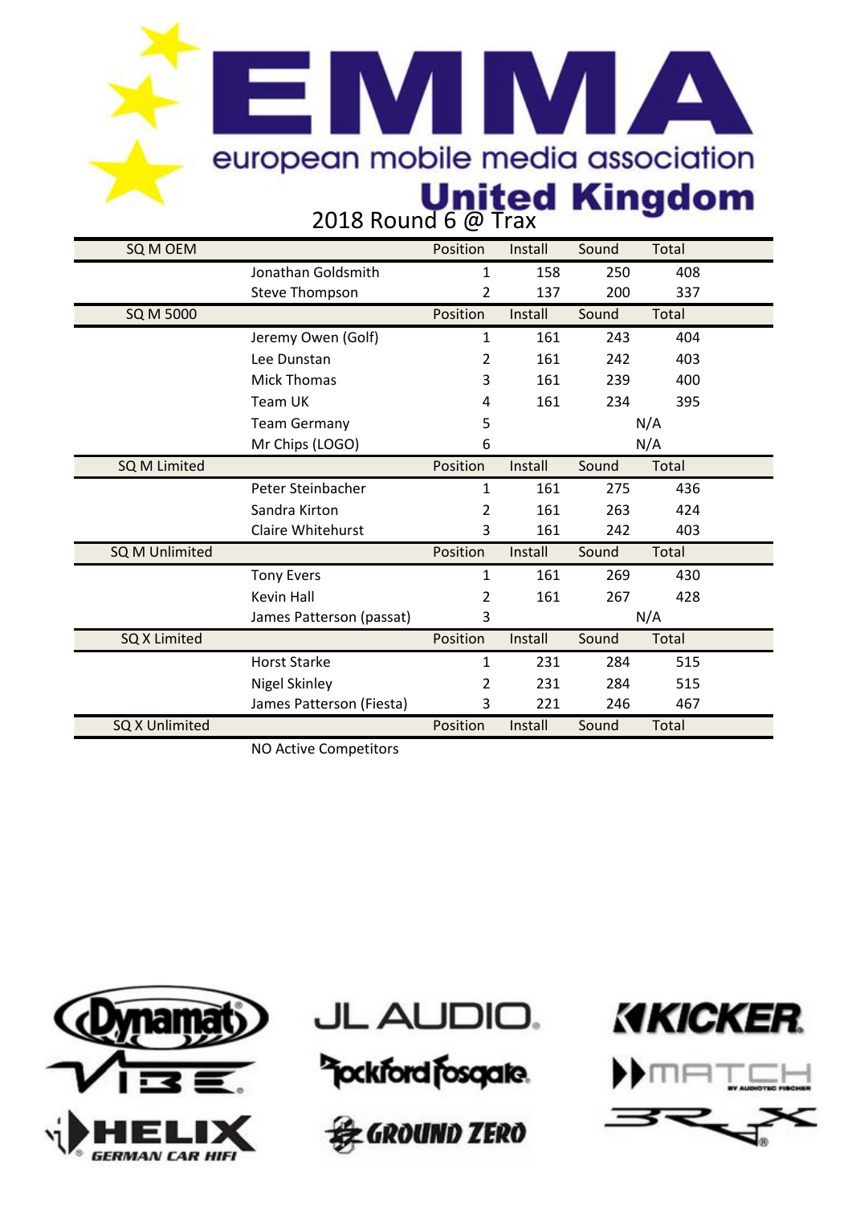# EMMA

european mobile media association

**United Kingdom**

## 2018 Round 6 @ Trax

| SQ M OEM | | Position | Install | Sound | Total |
|---|---|---|---|---|---|
| | Jonathan Goldsmith | 1 | 158 | 250 | 408 |
| | Steve Thompson | 2 | 137 | 200 | 337 |
| **SQ M 5000** | | **Position** | **Install** | **Sound** | **Total** |
| | Jeremy Owen (Golf) | 1 | 161 | 243 | 404 |
| | Lee Dunstan | 2 | 161 | 242 | 403 |
| | Mick Thomas | 3 | 161 | 239 | 400 |
| | Team UK | 4 | 161 | 234 | 395 |
| | Team Germany | 5 | | N/A | |
| | Mr Chips (LOGO) | 6 | | N/A | |
| **SQ M Limited** | | **Position** | **Install** | **Sound** | **Total** |
| | Peter Steinbacher | 1 | 161 | 275 | 436 |
| | Sandra Kirton | 2 | 161 | 263 | 424 |
| | Claire Whitehurst | 3 | 161 | 242 | 403 |
| **SQ M Unlimited** | | **Position** | **Install** | **Sound** | **Total** |
| | Tony Evers | 1 | 161 | 269 | 430 |
| | Kevin Hall | 2 | 161 | 267 | 428 |
| | James Patterson (passat) | 3 | | N/A | |
| **SQ X Limited** | | **Position** | **Install** | **Sound** | **Total** |
| | Horst Starke | 1 | 231 | 284 | 515 |
| | Nigel Skinley | 2 | 231 | 284 | 515 |
| | James Patterson (Fiesta) | 3 | 221 | 246 | 467 |
| **SQ X Unlimited** | | **Position** | **Install** | **Sound** | **Total** |
| | NO Active Competitors | | | | |

Dynamat · JL AUDIO · KICKER · VIBE · Rockford Fosgate · MATCH · HELIX GERMAN CAR HIFI · GROUND ZERO · BRAX